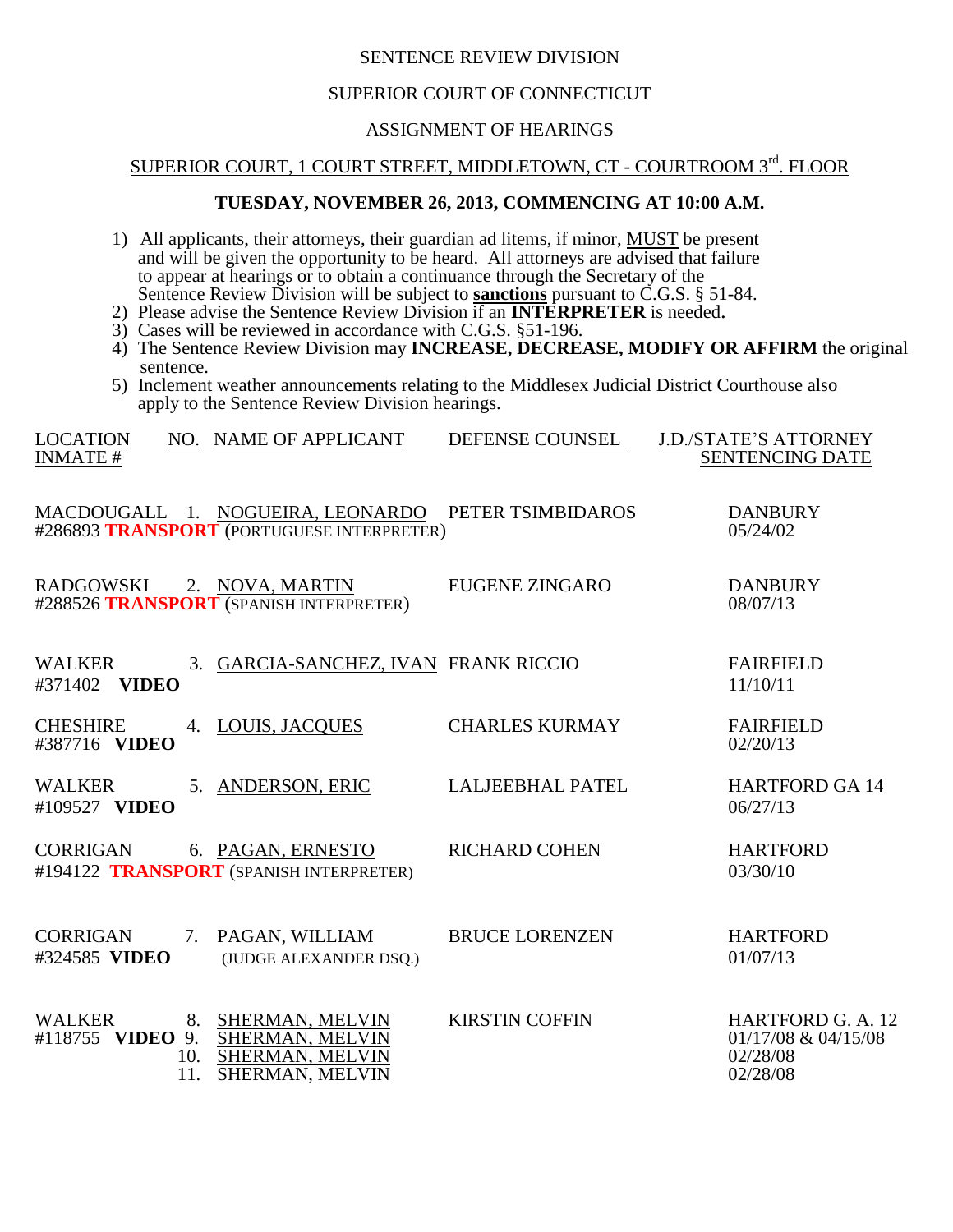SENTENCE REVIEW DIVISION

SUPERIOR COURT OF CONNECTICUT

ASSIGNMENT OF HEARINGS

SUPERIOR COURT, 1 COURT STREET, MIDDLETOWN, CT - COURTROOM 3rd. FLOOR

**TUESDAY, NOVEMBER 26, 2013, COMMENCING AT 10:00 A.M.**

1) All applicants, their attorneys, their guardian ad litems, if minor, MUST be present and will be given the opportunity to be heard. All attorneys are advised that failure to appear at hearings or to obtain a continuance through the Secretary of the Sentence Review Division will be subject to **sanctions** pursuant to C.G.S. § 51-84.
2) Please advise the Sentence Review Division if an **INTERPRETER** is needed.
3) Cases will be reviewed in accordance with C.G.S. §51-196.
4) The Sentence Review Division may **INCREASE, DECREASE, MODIFY OR AFFIRM** the original sentence.
5) Inclement weather announcements relating to the Middlesex Judicial District Courthouse also apply to the Sentence Review Division hearings.

| LOCATION INMATE # | NO. | NAME OF APPLICANT | DEFENSE COUNSEL | J.D./STATE'S ATTORNEY SENTENCING DATE |
|---|---|---|---|---|
| MACDOUGALL #286893 **TRANSPORT** | 1. | NOGUEIRA, LEONARDO (PORTUGUESE INTERPRETER) | PETER TSIMBIDAROS | DANBURY 05/24/02 |
| RADGOWSKI #288526 **TRANSPORT** | 2. | NOVA, MARTIN (SPANISH INTERPRETER) | EUGENE ZINGARO | DANBURY 08/07/13 |
| WALKER #371402 **VIDEO** | 3. | GARCIA-SANCHEZ, IVAN | FRANK RICCIO | FAIRFIELD 11/10/11 |
| CHESHIRE #387716 **VIDEO** | 4. | LOUIS, JACQUES | CHARLES KURMAY | FAIRFIELD 02/20/13 |
| WALKER #109527 **VIDEO** | 5. | ANDERSON, ERIC | LALJEEBHAL PATEL | HARTFORD GA 14 06/27/13 |
| CORRIGAN #194122 **TRANSPORT** | 6. | PAGAN, ERNESTO (SPANISH INTERPRETER) | RICHARD COHEN | HARTFORD 03/30/10 |
| CORRIGAN #324585 **VIDEO** | 7. | PAGAN, WILLIAM (JUDGE ALEXANDER DSQ.) | BRUCE LORENZEN | HARTFORD 01/07/13 |
| WALKER #118755 **VIDEO** | 8. | SHERMAN, MELVIN | KIRSTIN COFFIN | HARTFORD G. A. 12 01/17/08 & 04/15/08 |
| | 9. | SHERMAN, MELVIN | | |
| | 10. | SHERMAN, MELVIN | | 02/28/08 |
| | 11. | SHERMAN, MELVIN | | 02/28/08 |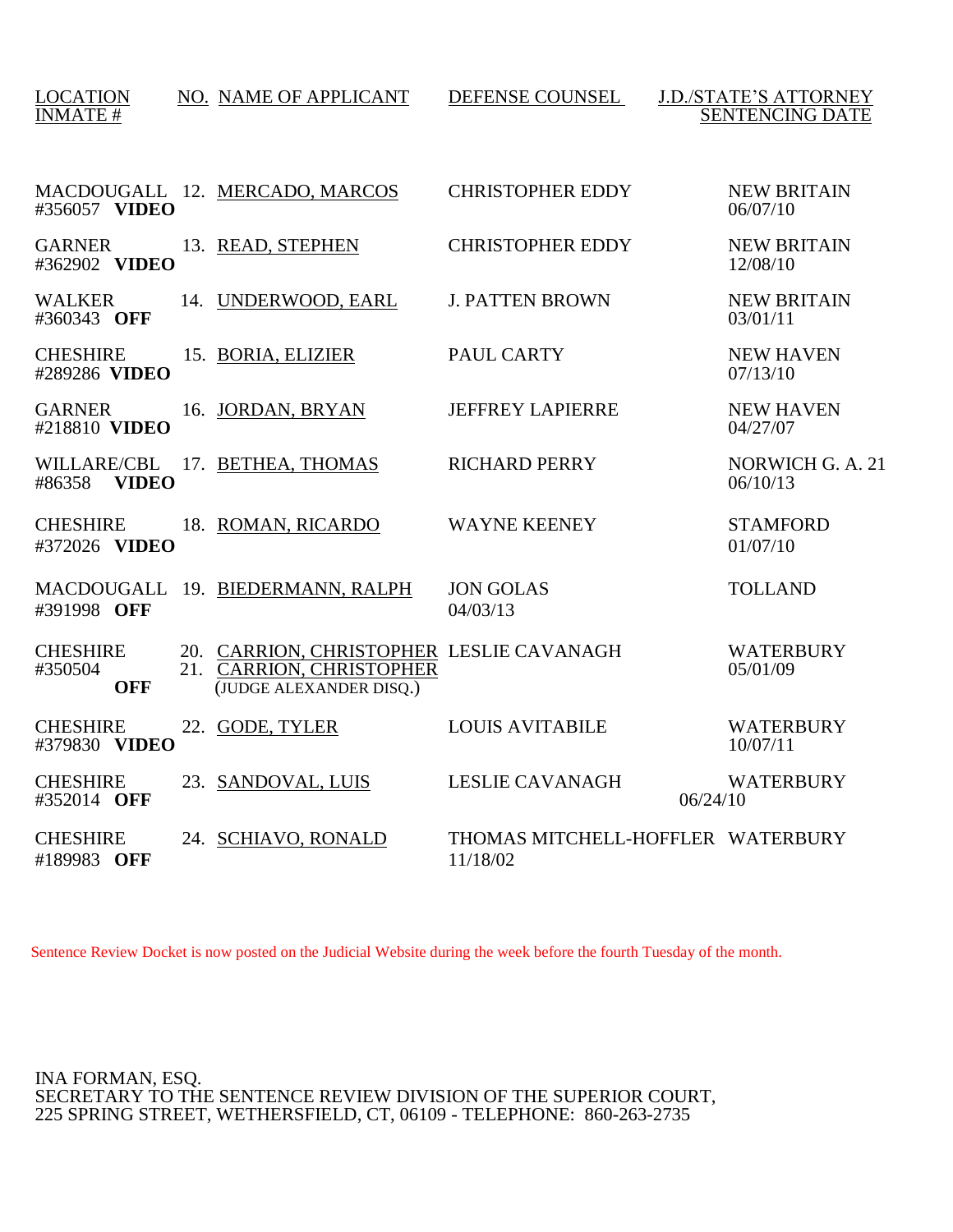| LOCATION<br>INMATE # | NO. | NAME OF APPLICANT | DEFENSE COUNSEL | J.D./STATE'S ATTORNEY<br>SENTENCING DATE |
|---|---|---|---|---|
| MACDOUGALL<br>#356057 **VIDEO** | 12. | MERCADO, MARCOS | CHRISTOPHER EDDY | NEW BRITAIN<br>06/07/10 |
| GARNER<br>#362902 **VIDEO** | 13. | READ, STEPHEN | CHRISTOPHER EDDY | NEW BRITAIN<br>12/08/10 |
| WALKER<br>#360343 **OFF** | 14. | UNDERWOOD, EARL | J. PATTEN BROWN | NEW BRITAIN<br>03/01/11 |
| CHESHIRE<br>#289286 **VIDEO** | 15. | BORIA, ELIZIER | PAUL CARTY | NEW HAVEN<br>07/13/10 |
| GARNER<br>#218810 **VIDEO** | 16. | JORDAN, BRYAN | JEFFREY LAPIERRE | NEW HAVEN<br>04/27/07 |
| WILLARE/CBL<br>#86358 **VIDEO** | 17. | BETHEA, THOMAS | RICHARD PERRY | NORWICH G. A. 21<br>06/10/13 |
| CHESHIRE<br>#372026 **VIDEO** | 18. | ROMAN, RICARDO | WAYNE KEENEY | STAMFORD<br>01/07/10 |
| MACDOUGALL<br>#391998 **OFF** | 19. | BIEDERMANN, RALPH | JON GOLAS<br>04/03/13 | TOLLAND |
| CHESHIRE<br>#350504<br>**OFF** | 20.<br>21. | CARRION, CHRISTOPHER<br>CARRION, CHRISTOPHER<br>(JUDGE ALEXANDER DISQ.) | LESLIE CAVANAGH | WATERBURY<br>05/01/09 |
| CHESHIRE<br>#379830 **VIDEO** | 22. | GODE, TYLER | LOUIS AVITABILE | WATERBURY<br>10/07/11 |
| CHESHIRE<br>#352014 **OFF** | 23. | SANDOVAL, LUIS | LESLIE CAVANAGH | WATERBURY<br>06/24/10 |
| CHESHIRE<br>#189983 **OFF** | 24. | SCHIAVO, RONALD | THOMAS MITCHELL-HOFFLER<br>11/18/02 | WATERBURY |

Sentence Review Docket is now posted on the Judicial Website during the week before the fourth Tuesday of the month.

INA FORMAN, ESQ.
SECRETARY TO THE SENTENCE REVIEW DIVISION OF THE SUPERIOR COURT,
225 SPRING STREET, WETHERSFIELD, CT, 06109 - TELEPHONE: 860-263-2735